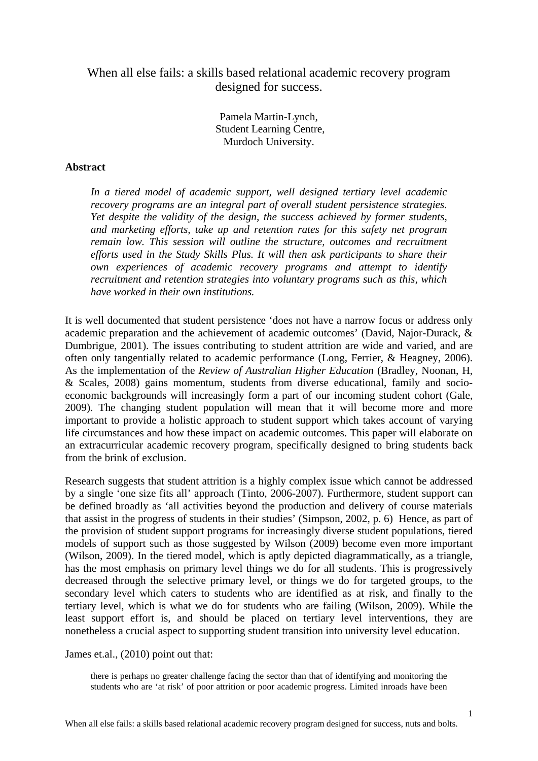# When all else fails: a skills based relational academic recovery program designed for success.

Pamela Martin-Lynch,
Student Learning Centre,
Murdoch University.

**Abstract**

> *In a tiered model of academic support, well designed tertiary level academic recovery programs are an integral part of overall student persistence strategies. Yet despite the validity of the design, the success achieved by former students, and marketing efforts, take up and retention rates for this safety net program remain low. This session will outline the structure, outcomes and recruitment efforts used in the Study Skills Plus. It will then ask participants to share their own experiences of academic recovery programs and attempt to identify recruitment and retention strategies into voluntary programs such as this, which have worked in their own institutions.*

It is well documented that student persistence 'does not have a narrow focus or address only academic preparation and the achievement of academic outcomes' (David, Najor-Durack, & Dumbrigue, 2001). The issues contributing to student attrition are wide and varied, and are often only tangentially related to academic performance (Long, Ferrier, & Heagney, 2006). As the implementation of the *Review of Australian Higher Education* (Bradley, Noonan, H, & Scales, 2008) gains momentum, students from diverse educational, family and socio-economic backgrounds will increasingly form a part of our incoming student cohort (Gale, 2009). The changing student population will mean that it will become more and more important to provide a holistic approach to student support which takes account of varying life circumstances and how these impact on academic outcomes. This paper will elaborate on an extracurricular academic recovery program, specifically designed to bring students back from the brink of exclusion.

Research suggests that student attrition is a highly complex issue which cannot be addressed by a single 'one size fits all' approach (Tinto, 2006-2007). Furthermore, student support can be defined broadly as 'all activities beyond the production and delivery of course materials that assist in the progress of students in their studies' (Simpson, 2002, p. 6) Hence, as part of the provision of student support programs for increasingly diverse student populations, tiered models of support such as those suggested by Wilson (2009) become even more important (Wilson, 2009). In the tiered model, which is aptly depicted diagrammatically, as a triangle, has the most emphasis on primary level things we do for all students. This is progressively decreased through the selective primary level, or things we do for targeted groups, to the secondary level which caters to students who are identified as at risk, and finally to the tertiary level, which is what we do for students who are failing (Wilson, 2009). While the least support effort is, and should be placed on tertiary level interventions, they are nonetheless a crucial aspect to supporting student transition into university level education.

James et.al., (2010) point out that:

> there is perhaps no greater challenge facing the sector than that of identifying and monitoring the students who are 'at risk' of poor attrition or poor academic progress. Limited inroads have been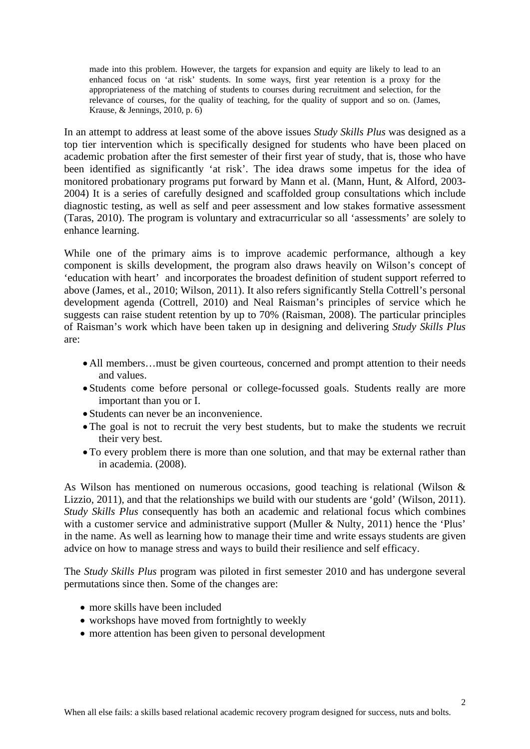> made into this problem. However, the targets for expansion and equity are likely to lead to an enhanced focus on 'at risk' students. In some ways, first year retention is a proxy for the appropriateness of the matching of students to courses during recruitment and selection, for the relevance of courses, for the quality of teaching, for the quality of support and so on. (James, Krause, & Jennings, 2010, p. 6)

In an attempt to address at least some of the above issues *Study Skills Plus* was designed as a top tier intervention which is specifically designed for students who have been placed on academic probation after the first semester of their first year of study, that is, those who have been identified as significantly 'at risk'. The idea draws some impetus for the idea of monitored probationary programs put forward by Mann et al. (Mann, Hunt, & Alford, 2003-2004) It is a series of carefully designed and scaffolded group consultations which include diagnostic testing, as well as self and peer assessment and low stakes formative assessment (Taras, 2010). The program is voluntary and extracurricular so all 'assessments' are solely to enhance learning.

While one of the primary aims is to improve academic performance, although a key component is skills development, the program also draws heavily on Wilson's concept of 'education with heart' and incorporates the broadest definition of student support referred to above (James, et al., 2010; Wilson, 2011). It also refers significantly Stella Cottrell's personal development agenda (Cottrell, 2010) and Neal Raisman's principles of service which he suggests can raise student retention by up to 70% (Raisman, 2008). The particular principles of Raisman's work which have been taken up in designing and delivering *Study Skills Plus* are:

- All members…must be given courteous, concerned and prompt attention to their needs and values.
- Students come before personal or college-focussed goals. Students really are more important than you or I.
- Students can never be an inconvenience.
- The goal is not to recruit the very best students, but to make the students we recruit their very best.
- To every problem there is more than one solution, and that may be external rather than in academia. (2008).

As Wilson has mentioned on numerous occasions, good teaching is relational (Wilson & Lizzio, 2011), and that the relationships we build with our students are 'gold' (Wilson, 2011). *Study Skills Plus* consequently has both an academic and relational focus which combines with a customer service and administrative support (Muller & Nulty, 2011) hence the 'Plus' in the name. As well as learning how to manage their time and write essays students are given advice on how to manage stress and ways to build their resilience and self efficacy.

The *Study Skills Plus* program was piloted in first semester 2010 and has undergone several permutations since then. Some of the changes are:

- more skills have been included
- workshops have moved from fortnightly to weekly
- more attention has been given to personal development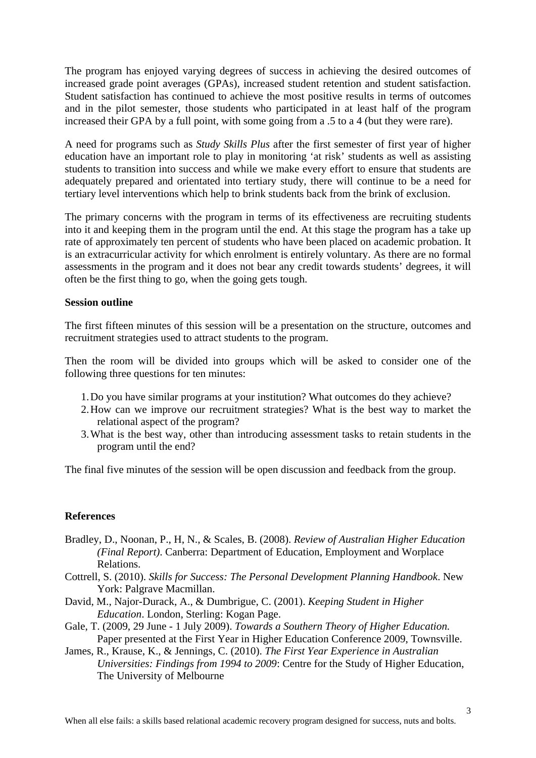The program has enjoyed varying degrees of success in achieving the desired outcomes of increased grade point averages (GPAs), increased student retention and student satisfaction. Student satisfaction has continued to achieve the most positive results in terms of outcomes and in the pilot semester, those students who participated in at least half of the program increased their GPA by a full point, with some going from a .5 to a 4 (but they were rare).

A need for programs such as *Study Skills Plus* after the first semester of first year of higher education have an important role to play in monitoring 'at risk' students as well as assisting students to transition into success and while we make every effort to ensure that students are adequately prepared and orientated into tertiary study, there will continue to be a need for tertiary level interventions which help to brink students back from the brink of exclusion.

The primary concerns with the program in terms of its effectiveness are recruiting students into it and keeping them in the program until the end. At this stage the program has a take up rate of approximately ten percent of students who have been placed on academic probation. It is an extracurricular activity for which enrolment is entirely voluntary. As there are no formal assessments in the program and it does not bear any credit towards students' degrees, it will often be the first thing to go, when the going gets tough.

**Session outline**

The first fifteen minutes of this session will be a presentation on the structure, outcomes and recruitment strategies used to attract students to the program.

Then the room will be divided into groups which will be asked to consider one of the following three questions for ten minutes:

1. Do you have similar programs at your institution? What outcomes do they achieve?
2. How can we improve our recruitment strategies? What is the best way to market the relational aspect of the program?
3. What is the best way, other than introducing assessment tasks to retain students in the program until the end?

The final five minutes of the session will be open discussion and feedback from the group.

**References**

Bradley, D., Noonan, P., H, N., & Scales, B. (2008). *Review of Australian Higher Education (Final Report)*. Canberra: Department of Education, Employment and Worplace Relations.

Cottrell, S. (2010). *Skills for Success: The Personal Development Planning Handbook*. New York: Palgrave Macmillan.

David, M., Najor-Durack, A., & Dumbrigue, C. (2001). *Keeping Student in Higher Education*. London, Sterling: Kogan Page.

Gale, T. (2009, 29 June - 1 July 2009). *Towards a Southern Theory of Higher Education.* Paper presented at the First Year in Higher Education Conference 2009, Townsville.

James, R., Krause, K., & Jennings, C. (2010). *The First Year Experience in Australian Universities: Findings from 1994 to 2009*: Centre for the Study of Higher Education, The University of Melbourne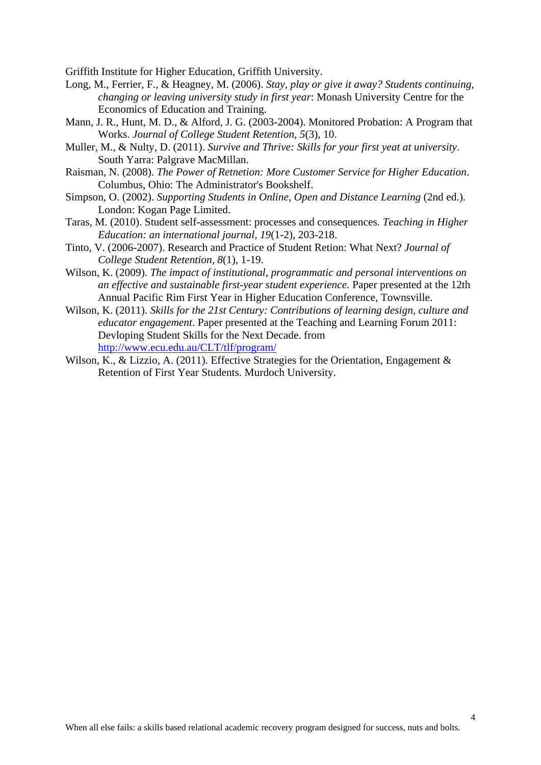Griffith Institute for Higher Education, Griffith University.

Long, M., Ferrier, F., & Heagney, M. (2006). *Stay, play or give it away? Students continuing, changing or leaving university study in first year*: Monash University Centre for the Economics of Education and Training.

Mann, J. R., Hunt, M. D., & Alford, J. G. (2003-2004). Monitored Probation: A Program that Works. *Journal of College Student Retention, 5*(3), 10.

Muller, M., & Nulty, D. (2011). *Survive and Thrive: Skills for your first yeat at university*. South Yarra: Palgrave MacMillan.

Raisman, N. (2008). *The Power of Retnetion: More Customer Service for Higher Education*. Columbus, Ohio: The Administrator's Bookshelf.

Simpson, O. (2002). *Supporting Students in Online, Open and Distance Learning* (2nd ed.). London: Kogan Page Limited.

Taras, M. (2010). Student self-assessment: processes and consequences. *Teaching in Higher Education: an international journal, 19*(1-2), 203-218.

Tinto, V. (2006-2007). Research and Practice of Student Retion: What Next? *Journal of College Student Retention, 8*(1), 1-19.

Wilson, K. (2009). *The impact of institutional, programmatic and personal interventions on an effective and sustainable first-year student experience.* Paper presented at the 12th Annual Pacific Rim First Year in Higher Education Conference, Townsville.

Wilson, K. (2011). *Skills for the 21st Century: Contributions of learning design, culture and educator engagement*. Paper presented at the Teaching and Learning Forum 2011: Devloping Student Skills for the Next Decade. from http://www.ecu.edu.au/CLT/tlf/program/

Wilson, K., & Lizzio, A. (2011). Effective Strategies for the Orientation, Engagement & Retention of First Year Students. Murdoch University.